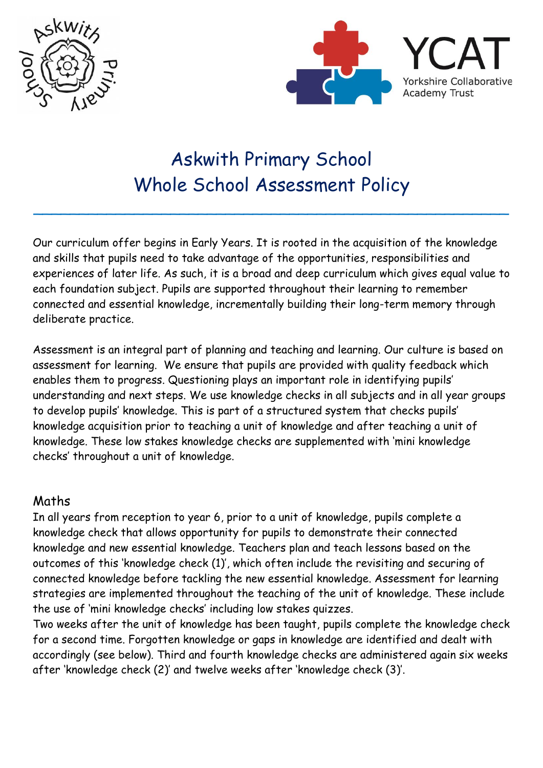# Askwith Primary School
# Whole School Assessment Policy

Our curriculum offer begins in Early Years. It is rooted in the acquisition of the knowledge and skills that pupils need to take advantage of the opportunities, responsibilities and experiences of later life. As such, it is a broad and deep curriculum which gives equal value to each foundation subject. Pupils are supported throughout their learning to remember connected and essential knowledge, incrementally building their long-term memory through deliberate practice.

Assessment is an integral part of planning and teaching and learning. Our culture is based on assessment for learning. We ensure that pupils are provided with quality feedback which enables them to progress. Questioning plays an important role in identifying pupils' understanding and next steps. We use knowledge checks in all subjects and in all year groups to develop pupils' knowledge. This is part of a structured system that checks pupils' knowledge acquisition prior to teaching a unit of knowledge and after teaching a unit of knowledge. These low stakes knowledge checks are supplemented with 'mini knowledge checks' throughout a unit of knowledge.

## Maths

In all years from reception to year 6, prior to a unit of knowledge, pupils complete a knowledge check that allows opportunity for pupils to demonstrate their connected knowledge and new essential knowledge. Teachers plan and teach lessons based on the outcomes of this 'knowledge check (1)', which often include the revisiting and securing of connected knowledge before tackling the new essential knowledge. Assessment for learning strategies are implemented throughout the teaching of the unit of knowledge. These include the use of 'mini knowledge checks' including low stakes quizzes.
Two weeks after the unit of knowledge has been taught, pupils complete the knowledge check for a second time. Forgotten knowledge or gaps in knowledge are identified and dealt with accordingly (see below). Third and fourth knowledge checks are administered again six weeks after 'knowledge check (2)' and twelve weeks after 'knowledge check (3)'.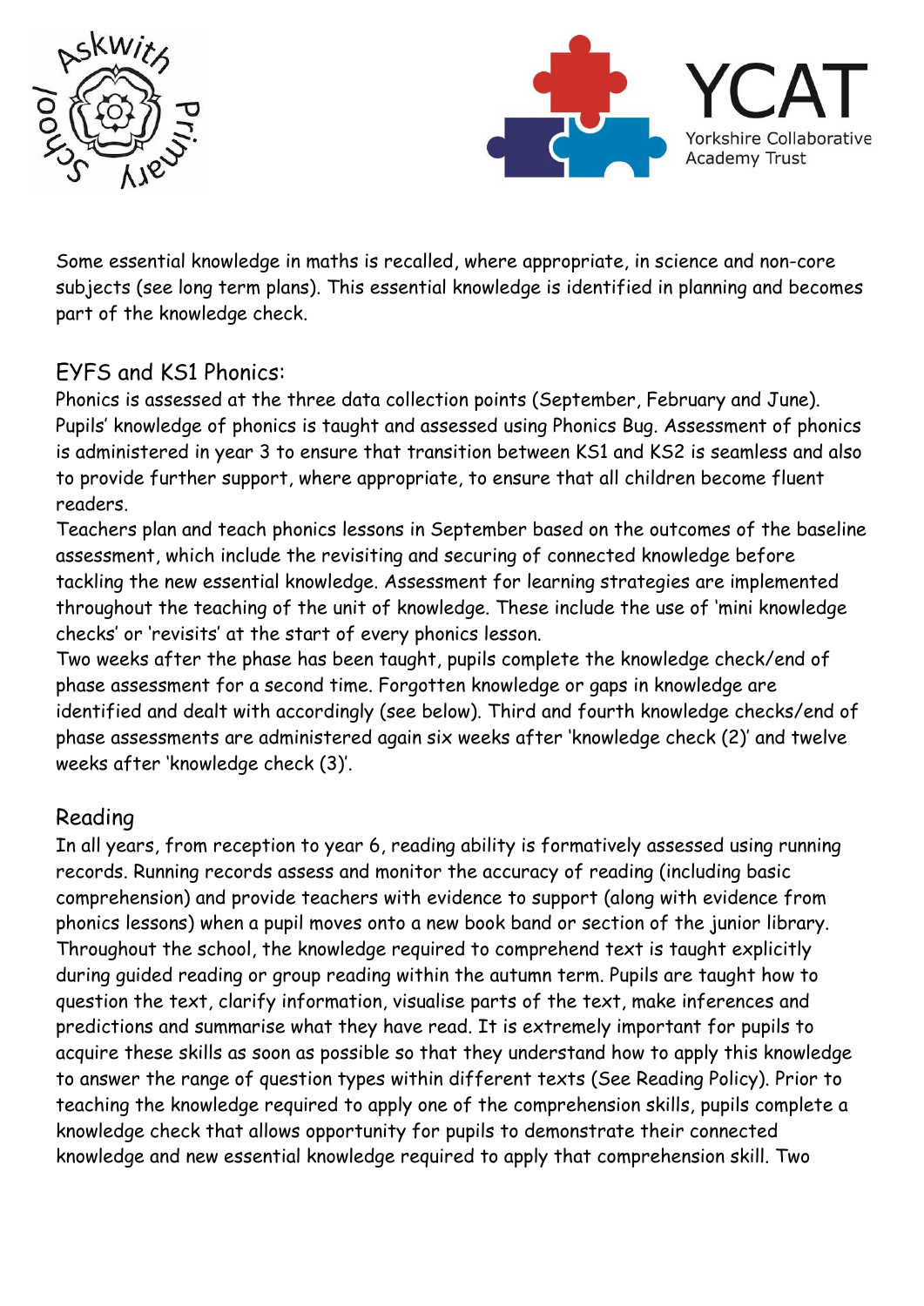Some essential knowledge in maths is recalled, where appropriate, in science and non-core subjects (see long term plans). This essential knowledge is identified in planning and becomes part of the knowledge check.

## EYFS and KS1 Phonics:

Phonics is assessed at the three data collection points (September, February and June). Pupils' knowledge of phonics is taught and assessed using Phonics Bug. Assessment of phonics is administered in year 3 to ensure that transition between KS1 and KS2 is seamless and also to provide further support, where appropriate, to ensure that all children become fluent readers.

Teachers plan and teach phonics lessons in September based on the outcomes of the baseline assessment, which include the revisiting and securing of connected knowledge before tackling the new essential knowledge. Assessment for learning strategies are implemented throughout the teaching of the unit of knowledge. These include the use of 'mini knowledge checks' or 'revisits' at the start of every phonics lesson.

Two weeks after the phase has been taught, pupils complete the knowledge check/end of phase assessment for a second time. Forgotten knowledge or gaps in knowledge are identified and dealt with accordingly (see below). Third and fourth knowledge checks/end of phase assessments are administered again six weeks after 'knowledge check (2)' and twelve weeks after 'knowledge check (3)'.

## Reading

In all years, from reception to year 6, reading ability is formatively assessed using running records. Running records assess and monitor the accuracy of reading (including basic comprehension) and provide teachers with evidence to support (along with evidence from phonics lessons) when a pupil moves onto a new book band or section of the junior library. Throughout the school, the knowledge required to comprehend text is taught explicitly during guided reading or group reading within the autumn term. Pupils are taught how to question the text, clarify information, visualise parts of the text, make inferences and predictions and summarise what they have read. It is extremely important for pupils to acquire these skills as soon as possible so that they understand how to apply this knowledge to answer the range of question types within different texts (See Reading Policy). Prior to teaching the knowledge required to apply one of the comprehension skills, pupils complete a knowledge check that allows opportunity for pupils to demonstrate their connected knowledge and new essential knowledge required to apply that comprehension skill. Two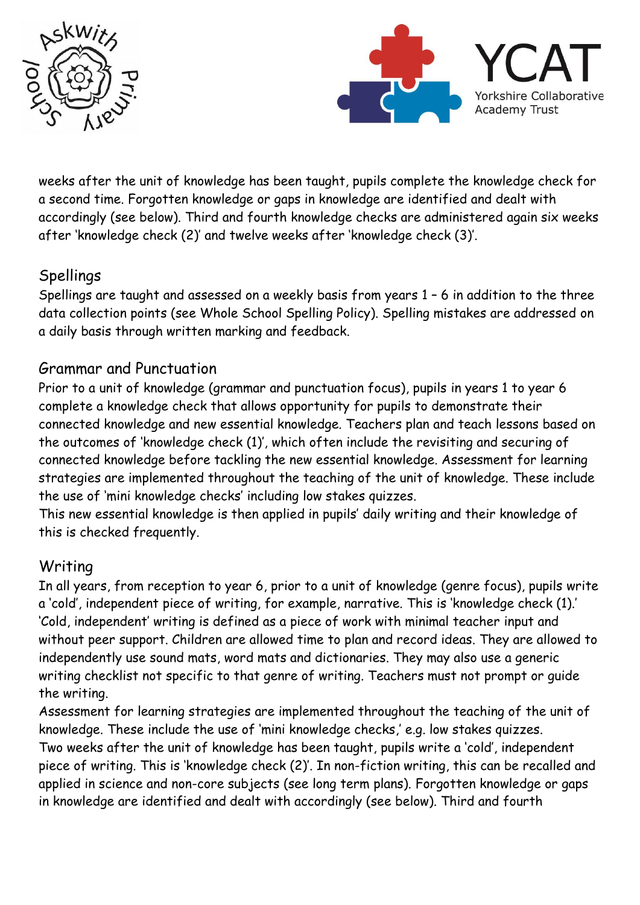weeks after the unit of knowledge has been taught, pupils complete the knowledge check for a second time. Forgotten knowledge or gaps in knowledge are identified and dealt with accordingly (see below). Third and fourth knowledge checks are administered again six weeks after 'knowledge check (2)' and twelve weeks after 'knowledge check (3)'.

## Spellings

Spellings are taught and assessed on a weekly basis from years 1 – 6 in addition to the three data collection points (see Whole School Spelling Policy). Spelling mistakes are addressed on a daily basis through written marking and feedback.

## Grammar and Punctuation

Prior to a unit of knowledge (grammar and punctuation focus), pupils in years 1 to year 6 complete a knowledge check that allows opportunity for pupils to demonstrate their connected knowledge and new essential knowledge. Teachers plan and teach lessons based on the outcomes of 'knowledge check (1)', which often include the revisiting and securing of connected knowledge before tackling the new essential knowledge. Assessment for learning strategies are implemented throughout the teaching of the unit of knowledge. These include the use of 'mini knowledge checks' including low stakes quizzes.
This new essential knowledge is then applied in pupils' daily writing and their knowledge of this is checked frequently.

## Writing

In all years, from reception to year 6, prior to a unit of knowledge (genre focus), pupils write a 'cold', independent piece of writing, for example, narrative. This is 'knowledge check (1).' 'Cold, independent' writing is defined as a piece of work with minimal teacher input and without peer support. Children are allowed time to plan and record ideas. They are allowed to independently use sound mats, word mats and dictionaries. They may also use a generic writing checklist not specific to that genre of writing. Teachers must not prompt or guide the writing.
Assessment for learning strategies are implemented throughout the teaching of the unit of knowledge. These include the use of 'mini knowledge checks,' e.g. low stakes quizzes.
Two weeks after the unit of knowledge has been taught, pupils write a 'cold', independent piece of writing. This is 'knowledge check (2)'. In non-fiction writing, this can be recalled and applied in science and non-core subjects (see long term plans). Forgotten knowledge or gaps in knowledge are identified and dealt with accordingly (see below). Third and fourth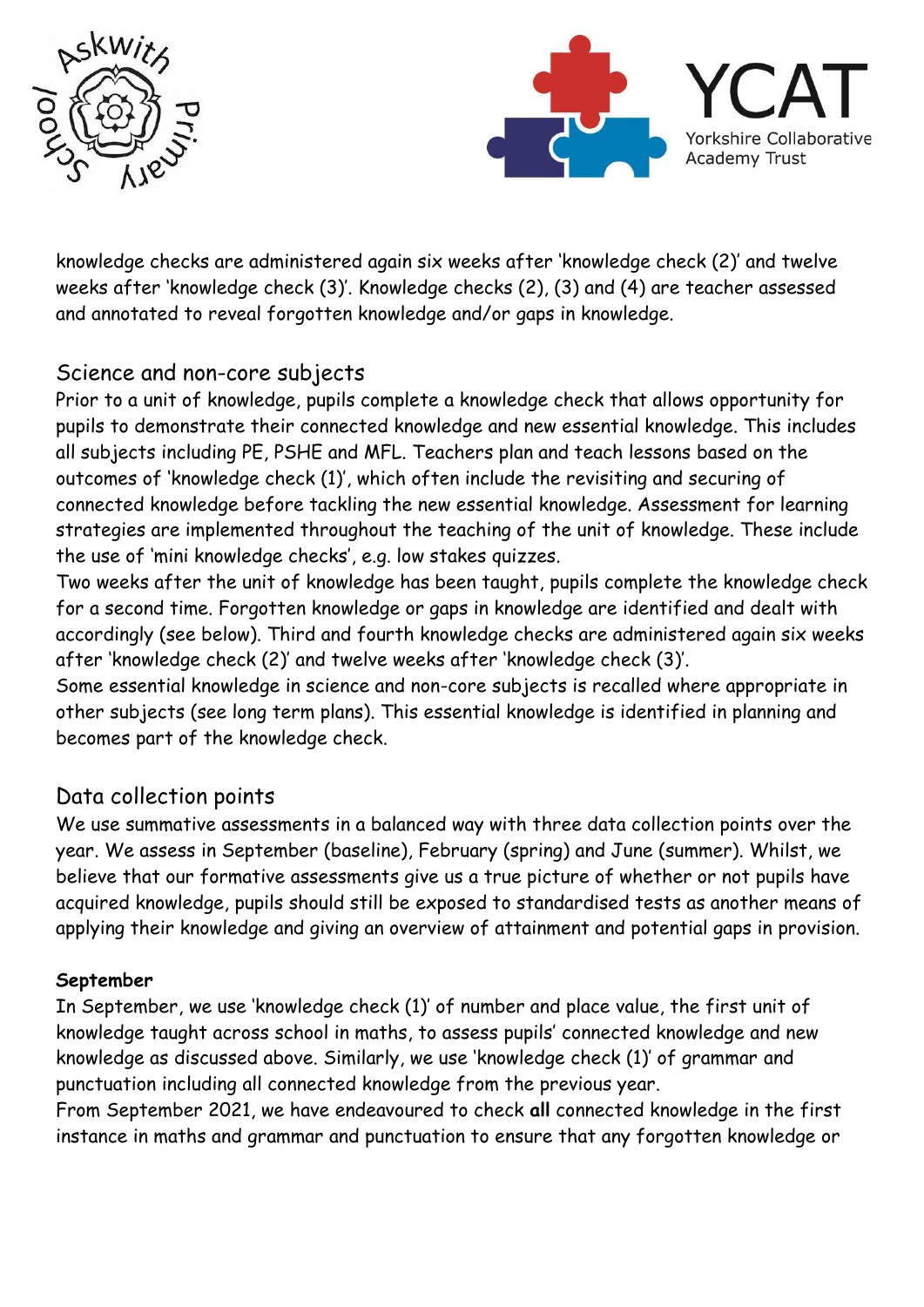knowledge checks are administered again six weeks after 'knowledge check (2)' and twelve weeks after 'knowledge check (3)'. Knowledge checks (2), (3) and (4) are teacher assessed and annotated to reveal forgotten knowledge and/or gaps in knowledge.

## Science and non-core subjects

Prior to a unit of knowledge, pupils complete a knowledge check that allows opportunity for pupils to demonstrate their connected knowledge and new essential knowledge. This includes all subjects including PE, PSHE and MFL. Teachers plan and teach lessons based on the outcomes of 'knowledge check (1)', which often include the revisiting and securing of connected knowledge before tackling the new essential knowledge. Assessment for learning strategies are implemented throughout the teaching of the unit of knowledge. These include the use of 'mini knowledge checks', e.g. low stakes quizzes.

Two weeks after the unit of knowledge has been taught, pupils complete the knowledge check for a second time. Forgotten knowledge or gaps in knowledge are identified and dealt with accordingly (see below). Third and fourth knowledge checks are administered again six weeks after 'knowledge check (2)' and twelve weeks after 'knowledge check (3)'.

Some essential knowledge in science and non-core subjects is recalled where appropriate in other subjects (see long term plans). This essential knowledge is identified in planning and becomes part of the knowledge check.

## Data collection points

We use summative assessments in a balanced way with three data collection points over the year. We assess in September (baseline), February (spring) and June (summer). Whilst, we believe that our formative assessments give us a true picture of whether or not pupils have acquired knowledge, pupils should still be exposed to standardised tests as another means of applying their knowledge and giving an overview of attainment and potential gaps in provision.

**September**

In September, we use 'knowledge check (1)' of number and place value, the first unit of knowledge taught across school in maths, to assess pupils' connected knowledge and new knowledge as discussed above. Similarly, we use 'knowledge check (1)' of grammar and punctuation including all connected knowledge from the previous year.

From September 2021, we have endeavoured to check **all** connected knowledge in the first instance in maths and grammar and punctuation to ensure that any forgotten knowledge or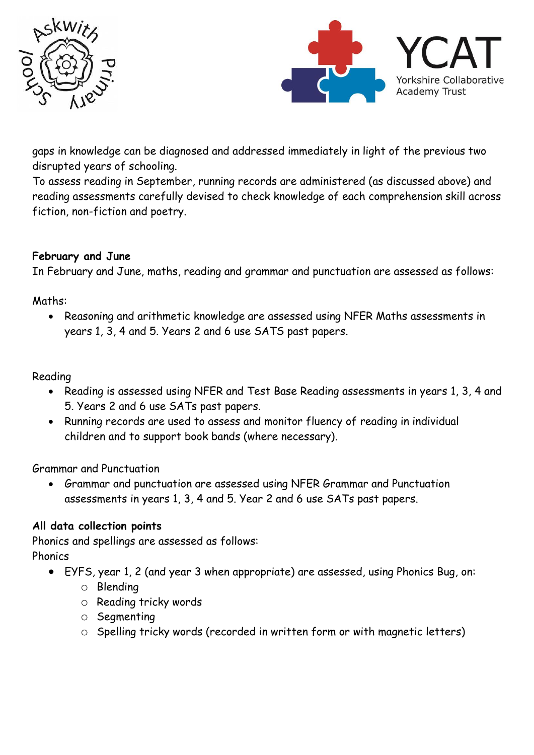gaps in knowledge can be diagnosed and addressed immediately in light of the previous two disrupted years of schooling.
To assess reading in September, running records are administered (as discussed above) and reading assessments carefully devised to check knowledge of each comprehension skill across fiction, non-fiction and poetry.

**February and June**
In February and June, maths, reading and grammar and punctuation are assessed as follows:

Maths:

- Reasoning and arithmetic knowledge are assessed using NFER Maths assessments in years 1, 3, 4 and 5. Years 2 and 6 use SATS past papers.

Reading

- Reading is assessed using NFER and Test Base Reading assessments in years 1, 3, 4 and 5. Years 2 and 6 use SATs past papers.
- Running records are used to assess and monitor fluency of reading in individual children and to support book bands (where necessary).

Grammar and Punctuation

- Grammar and punctuation are assessed using NFER Grammar and Punctuation assessments in years 1, 3, 4 and 5. Year 2 and 6 use SATs past papers.

**All data collection points**
Phonics and spellings are assessed as follows:
Phonics

- EYFS, year 1, 2 (and year 3 when appropriate) are assessed, using Phonics Bug, on:
    - Blending
    - Reading tricky words
    - Segmenting
    - Spelling tricky words (recorded in written form or with magnetic letters)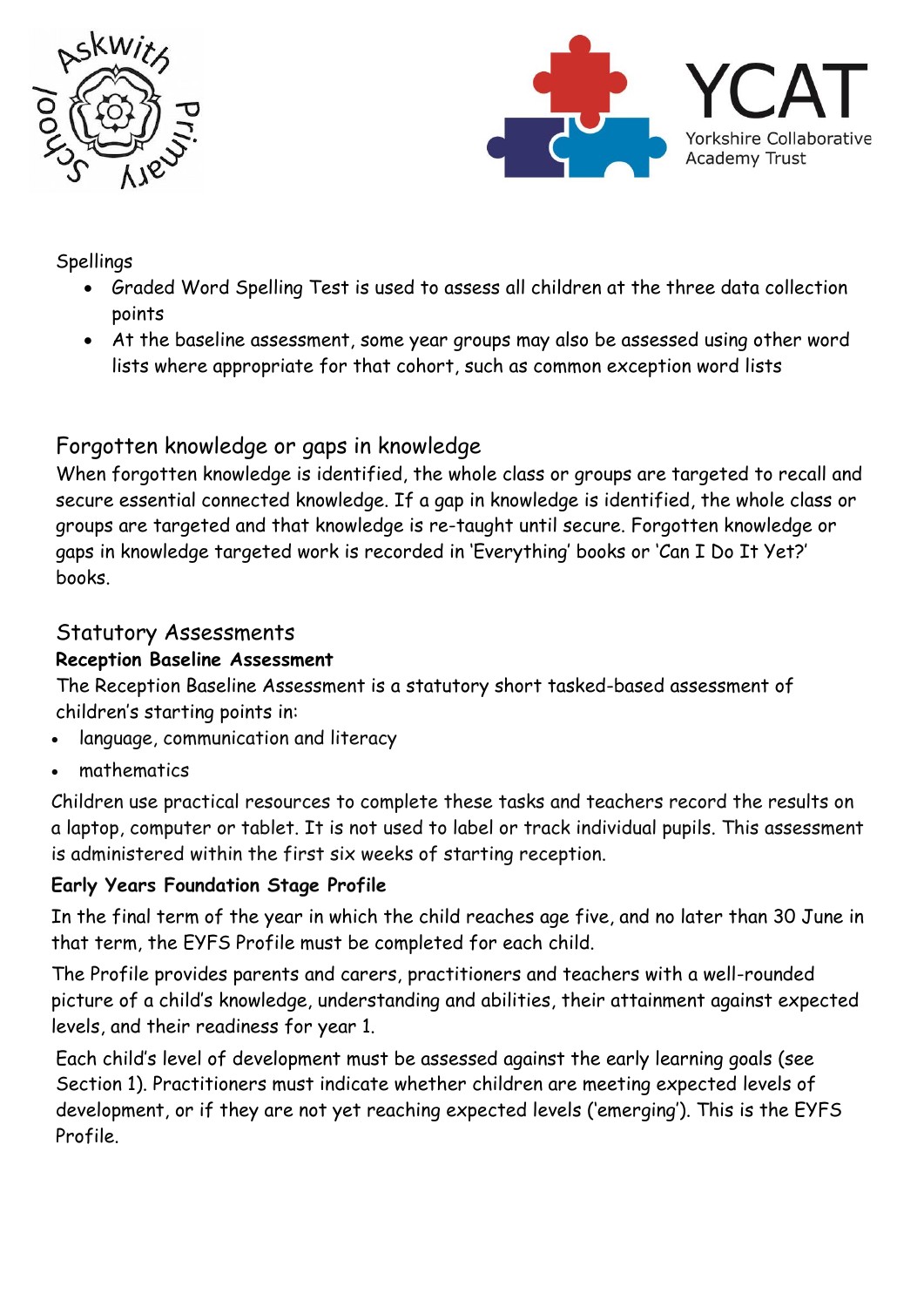Spellings

- Graded Word Spelling Test is used to assess all children at the three data collection points
- At the baseline assessment, some year groups may also be assessed using other word lists where appropriate for that cohort, such as common exception word lists

## Forgotten knowledge or gaps in knowledge

When forgotten knowledge is identified, the whole class or groups are targeted to recall and secure essential connected knowledge. If a gap in knowledge is identified, the whole class or groups are targeted and that knowledge is re-taught until secure. Forgotten knowledge or gaps in knowledge targeted work is recorded in 'Everything' books or 'Can I Do It Yet?' books.

## Statutory Assessments

### Reception Baseline Assessment

The Reception Baseline Assessment is a statutory short tasked-based assessment of children's starting points in:

- language, communication and literacy
- mathematics

Children use practical resources to complete these tasks and teachers record the results on a laptop, computer or tablet. It is not used to label or track individual pupils. This assessment is administered within the first six weeks of starting reception.

### Early Years Foundation Stage Profile

In the final term of the year in which the child reaches age five, and no later than 30 June in that term, the EYFS Profile must be completed for each child.

The Profile provides parents and carers, practitioners and teachers with a well-rounded picture of a child's knowledge, understanding and abilities, their attainment against expected levels, and their readiness for year 1.

Each child's level of development must be assessed against the early learning goals (see Section 1). Practitioners must indicate whether children are meeting expected levels of development, or if they are not yet reaching expected levels ('emerging'). This is the EYFS Profile.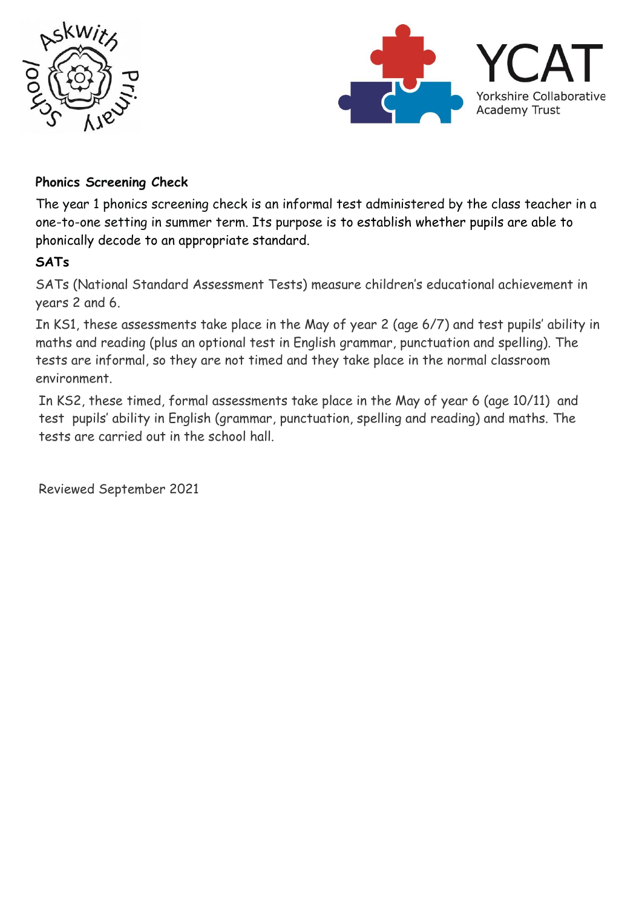**Phonics Screening Check**

The year 1 phonics screening check is an informal test administered by the class teacher in a one-to-one setting in summer term. Its purpose is to establish whether pupils are able to phonically decode to an appropriate standard.

**SATs**

SATs (National Standard Assessment Tests) measure children's educational achievement in years 2 and 6.

In KS1, these assessments take place in the May of year 2 (age 6/7) and test pupils' ability in maths and reading (plus an optional test in English grammar, punctuation and spelling). The tests are informal, so they are not timed and they take place in the normal classroom environment.

In KS2, these timed, formal assessments take place in the May of year 6 (age 10/11) and test pupils' ability in English (grammar, punctuation, spelling and reading) and maths. The tests are carried out in the school hall.

Reviewed September 2021